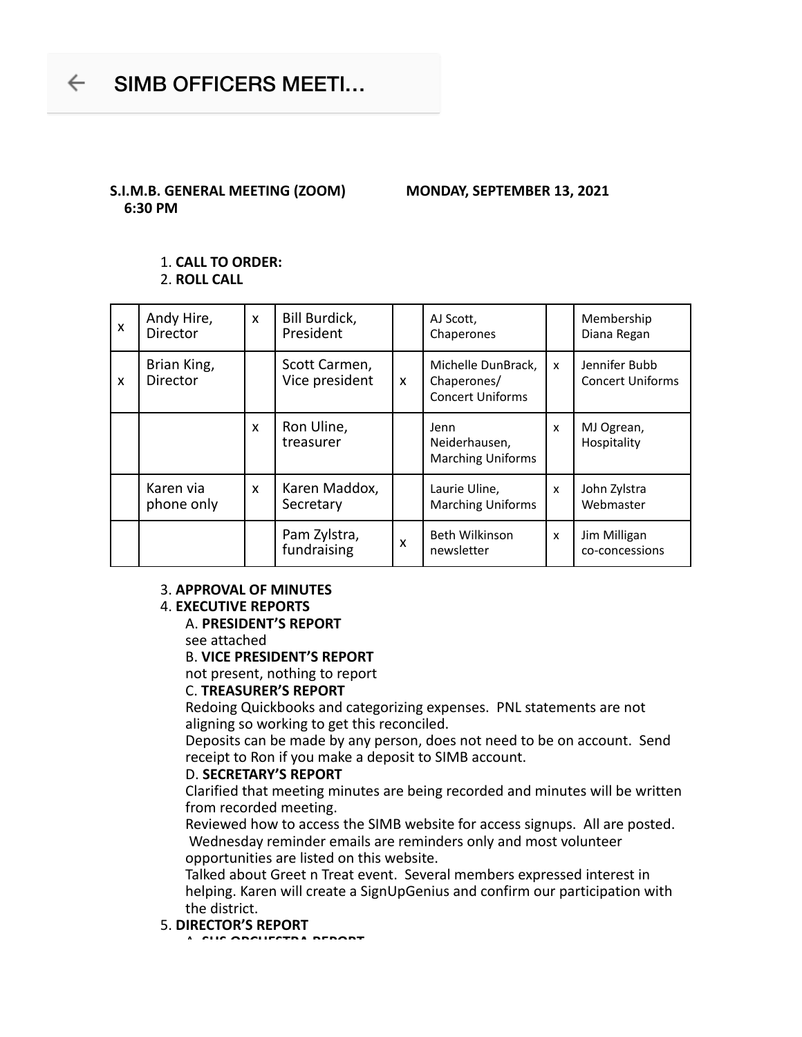SIMB OFFICERS MEETI...

**S.I.M.B. GENERAL MEETING (ZOOM) MONDAY, SEPTEMBER 13, 2021**
**6:30 PM**

1. **CALL TO ORDER:**
2. **ROLL CALL**

| | | | | | | | |
|---|---|---|---|---|---|---|---|
| x | Andy Hire, Director | x | Bill Burdick, President | | AJ Scott, Chaperones | | Membership Diana Regan |
| x | Brian King, Director | | Scott Carmen, Vice president | x | Michelle DunBrack, Chaperones/ Concert Uniforms | x | Jennifer Bubb Concert Uniforms |
| | | x | Ron Uline, treasurer | | Jenn Neiderhausen, Marching Uniforms | x | MJ Ogrean, Hospitality |
| | Karen via phone only | x | Karen Maddox, Secretary | | Laurie Uline, Marching Uniforms | x | John Zylstra Webmaster |
| | | | Pam Zylstra, fundraising | x | Beth Wilkinson newsletter | x | Jim Milligan co-concessions |

3. **APPROVAL OF MINUTES**
4. **EXECUTIVE REPORTS**
   A. **PRESIDENT'S REPORT**
   see attached
   B. **VICE PRESIDENT'S REPORT**
   not present, nothing to report
   C. **TREASURER'S REPORT**
   Redoing Quickbooks and categorizing expenses. PNL statements are not aligning so working to get this reconciled.
   Deposits can be made by any person, does not need to be on account. Send receipt to Ron if you make a deposit to SIMB account.
   D. **SECRETARY'S REPORT**
   Clarified that meeting minutes are being recorded and minutes will be written from recorded meeting.
   Reviewed how to access the SIMB website for access signups. All are posted. Wednesday reminder emails are reminders only and most volunteer opportunities are listed on this website.
   Talked about Greet n Treat event. Several members expressed interest in helping. Karen will create a SignUpGenius and confirm our participation with the district.
5. **DIRECTOR'S REPORT**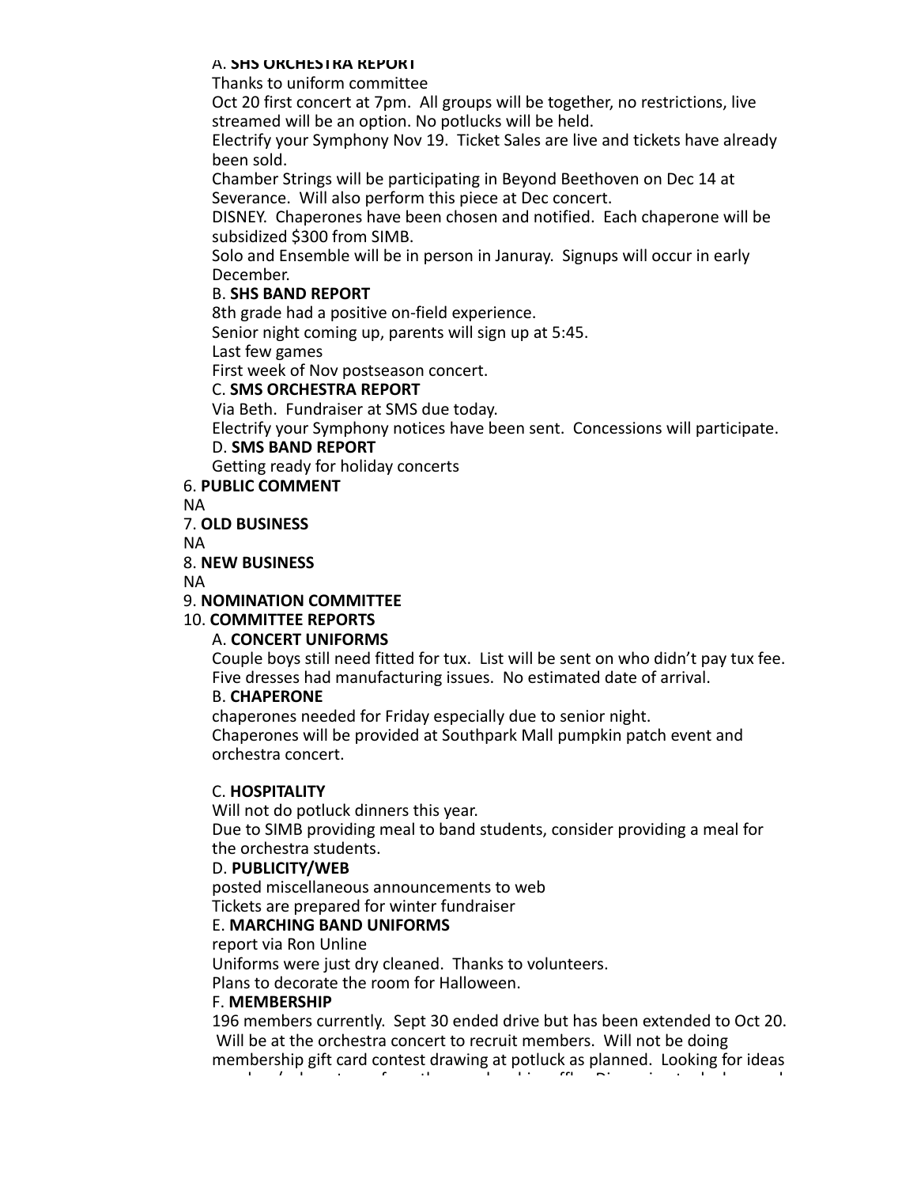A. **SHS ORCHESTRA REPORT**

Thanks to uniform committee

Oct 20 first concert at 7pm. All groups will be together, no restrictions, live streamed will be an option. No potlucks will be held.

Electrify your Symphony Nov 19. Ticket Sales are live and tickets have already been sold.

Chamber Strings will be participating in Beyond Beethoven on Dec 14 at Severance. Will also perform this piece at Dec concert.

DISNEY. Chaperones have been chosen and notified. Each chaperone will be subsidized $300 from SIMB.

Solo and Ensemble will be in person in Januray. Signups will occur in early December.

B. **SHS BAND REPORT**

8th grade had a positive on-field experience.

Senior night coming up, parents will sign up at 5:45.

Last few games

First week of Nov postseason concert.

C. **SMS ORCHESTRA REPORT**

Via Beth. Fundraiser at SMS due today.

Electrify your Symphony notices have been sent. Concessions will participate.

D. **SMS BAND REPORT**

Getting ready for holiday concerts

6. **PUBLIC COMMENT**

NA

7. **OLD BUSINESS**

NA

8. **NEW BUSINESS**

NA

9. **NOMINATION COMMITTEE**

10. **COMMITTEE REPORTS**

A. **CONCERT UNIFORMS**

Couple boys still need fitted for tux. List will be sent on who didn't pay tux fee. Five dresses had manufacturing issues. No estimated date of arrival.

B. **CHAPERONE**

chaperones needed for Friday especially due to senior night.

Chaperones will be provided at Southpark Mall pumpkin patch event and orchestra concert.

C. **HOSPITALITY**

Will not do potluck dinners this year.

Due to SIMB providing meal to band students, consider providing a meal for the orchestra students.

D. **PUBLICITY/WEB**

posted miscellaneous announcements to web

Tickets are prepared for winter fundraiser

E. **MARCHING BAND UNIFORMS**

report via Ron Unline

Uniforms were just dry cleaned. Thanks to volunteers.

Plans to decorate the room for Halloween.

F. **MEMBERSHIP**

196 members currently. Sept 30 ended drive but has been extended to Oct 20. Will be at the orchestra concert to recruit members. Will not be doing membership gift card contest drawing at potluck as planned. Looking for ideas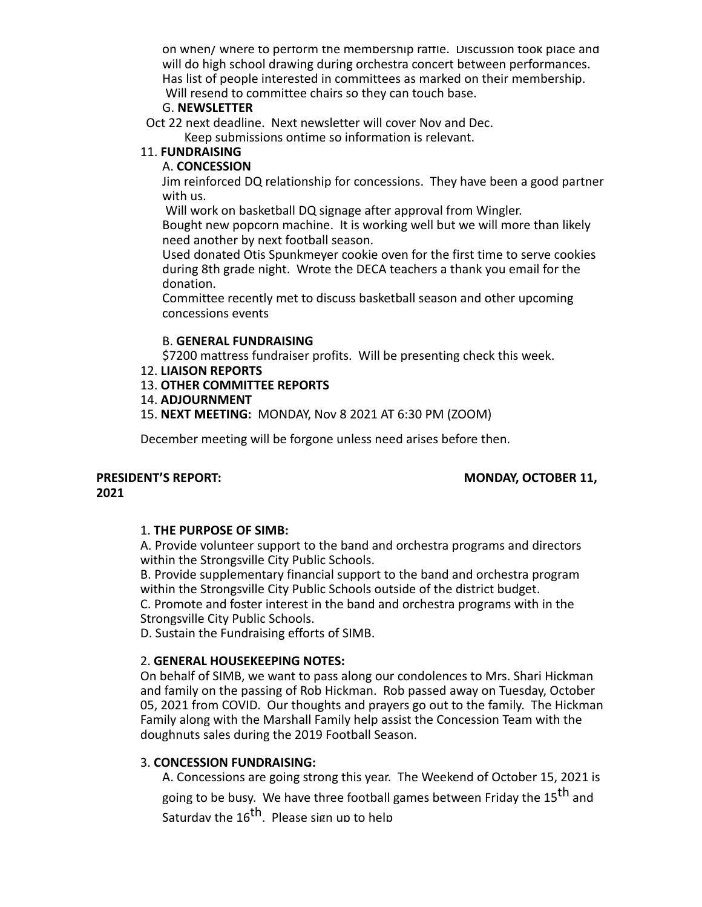on when/ where to perform the membership raffle. Discussion took place and will do high school drawing during orchestra concert between performances. Has list of people interested in committees as marked on their membership. Will resend to committee chairs so they can touch base.

G. **NEWSLETTER**

Oct 22 next deadline. Next newsletter will cover Nov and Dec. Keep submissions ontime so information is relevant.

11. **FUNDRAISING**

A. **CONCESSION**

Jim reinforced DQ relationship for concessions. They have been a good partner with us.

Will work on basketball DQ signage after approval from Wingler.

Bought new popcorn machine. It is working well but we will more than likely need another by next football season.

Used donated Otis Spunkmeyer cookie oven for the first time to serve cookies during 8th grade night. Wrote the DECA teachers a thank you email for the donation.

Committee recently met to discuss basketball season and other upcoming concessions events

B. **GENERAL FUNDRAISING**

$7200 mattress fundraiser profits. Will be presenting check this week.

12. **LIAISON REPORTS**
13. **OTHER COMMITTEE REPORTS**
14. **ADJOURNMENT**
15. **NEXT MEETING:** MONDAY, Nov 8 2021 AT 6:30 PM (ZOOM)

December meeting will be forgone unless need arises before then.

**PRESIDENT'S REPORT: MONDAY, OCTOBER 11, 2021**

1. **THE PURPOSE OF SIMB:**

A. Provide volunteer support to the band and orchestra programs and directors within the Strongsville City Public Schools.

B. Provide supplementary financial support to the band and orchestra program within the Strongsville City Public Schools outside of the district budget.

C. Promote and foster interest in the band and orchestra programs with in the Strongsville City Public Schools.

D. Sustain the Fundraising efforts of SIMB.

2. **GENERAL HOUSEKEEPING NOTES:**

On behalf of SIMB, we want to pass along our condolences to Mrs. Shari Hickman and family on the passing of Rob Hickman. Rob passed away on Tuesday, October 05, 2021 from COVID. Our thoughts and prayers go out to the family. The Hickman Family along with the Marshall Family help assist the Concession Team with the doughnuts sales during the 2019 Football Season.

3. **CONCESSION FUNDRAISING:**

A. Concessions are going strong this year. The Weekend of October 15, 2021 is going to be busy. We have three football games between Friday the 15th and Saturday the 16th. Please sign up to help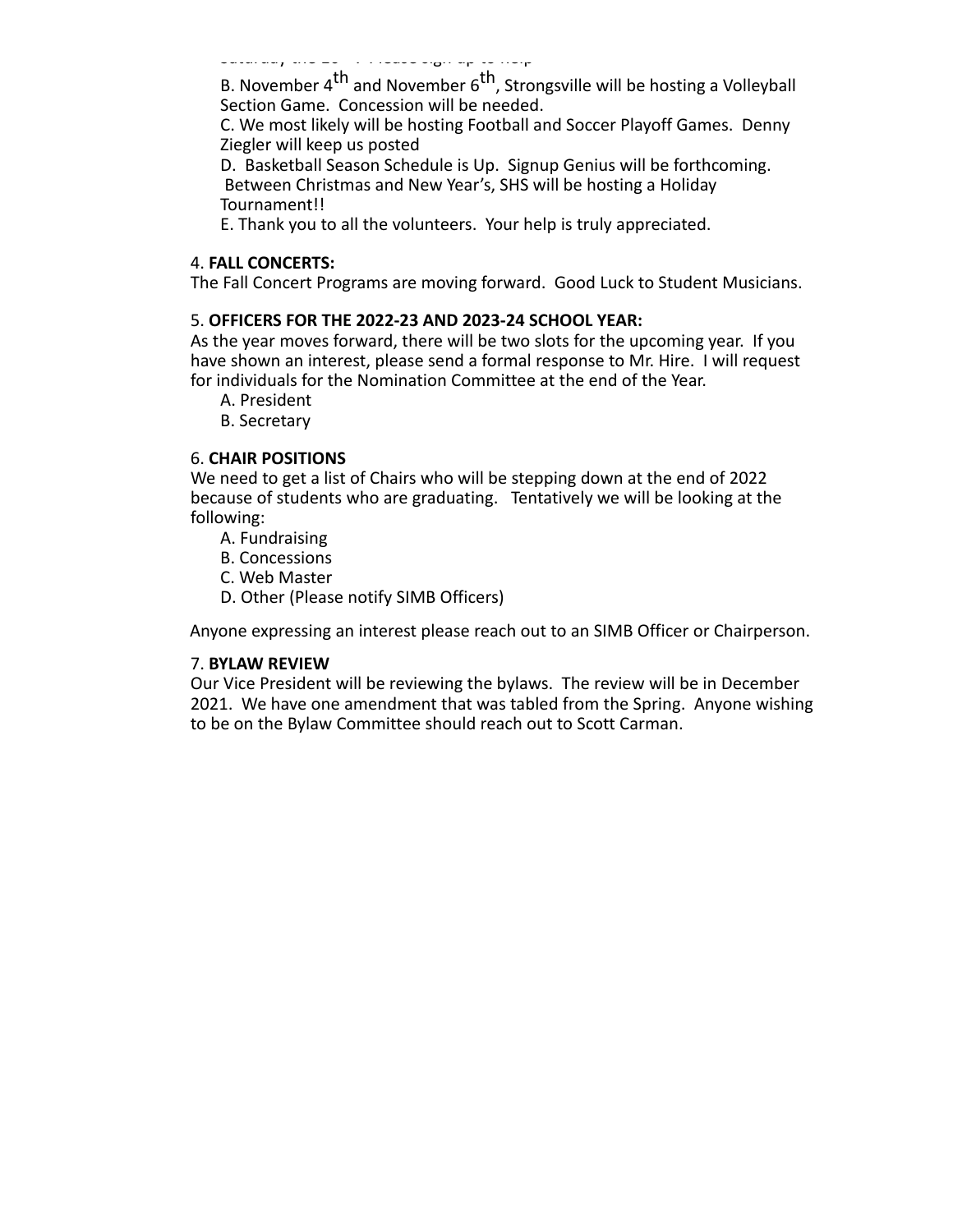Saturday the 16th. Please sign up to help

B. November 4th and November 6th, Strongsville will be hosting a Volleyball Section Game. Concession will be needed.

C. We most likely will be hosting Football and Soccer Playoff Games. Denny Ziegler will keep us posted

D. Basketball Season Schedule is Up. Signup Genius will be forthcoming. Between Christmas and New Year's, SHS will be hosting a Holiday Tournament!!

E. Thank you to all the volunteers. Your help is truly appreciated.

4. **FALL CONCERTS:**

The Fall Concert Programs are moving forward. Good Luck to Student Musicians.

5. **OFFICERS FOR THE 2022-23 AND 2023-24 SCHOOL YEAR:**

As the year moves forward, there will be two slots for the upcoming year. If you have shown an interest, please send a formal response to Mr. Hire. I will request for individuals for the Nomination Committee at the end of the Year.

A. President
B. Secretary

6. **CHAIR POSITIONS**

We need to get a list of Chairs who will be stepping down at the end of 2022 because of students who are graduating. Tentatively we will be looking at the following:

A. Fundraising
B. Concessions
C. Web Master
D. Other (Please notify SIMB Officers)

Anyone expressing an interest please reach out to an SIMB Officer or Chairperson.

7. **BYLAW REVIEW**

Our Vice President will be reviewing the bylaws. The review will be in December 2021. We have one amendment that was tabled from the Spring. Anyone wishing to be on the Bylaw Committee should reach out to Scott Carman.